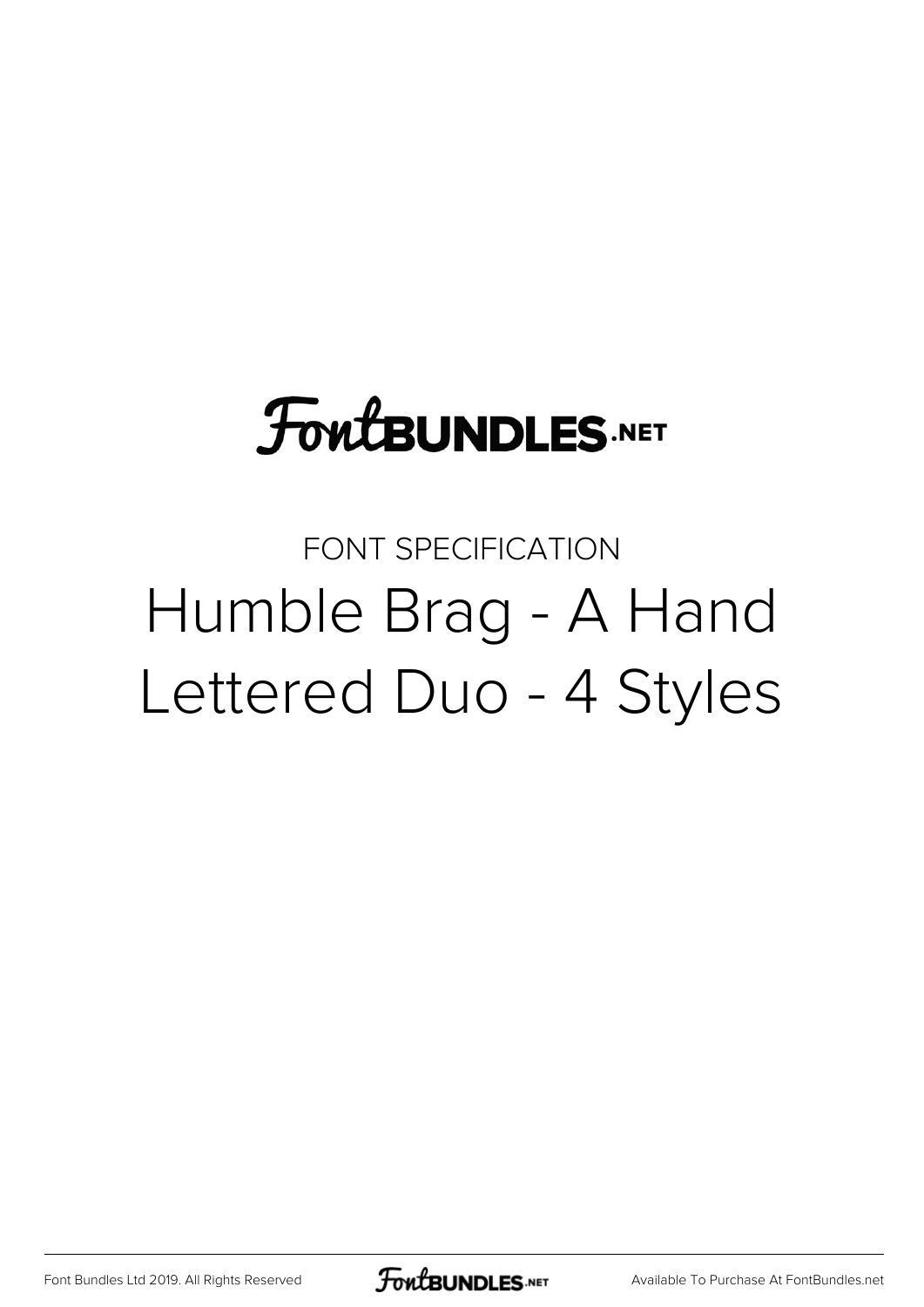FontBUNDLES.NET

FONT SPECIFICATION

# Humble Brag - A Hand Lettered Duo - 4 Styles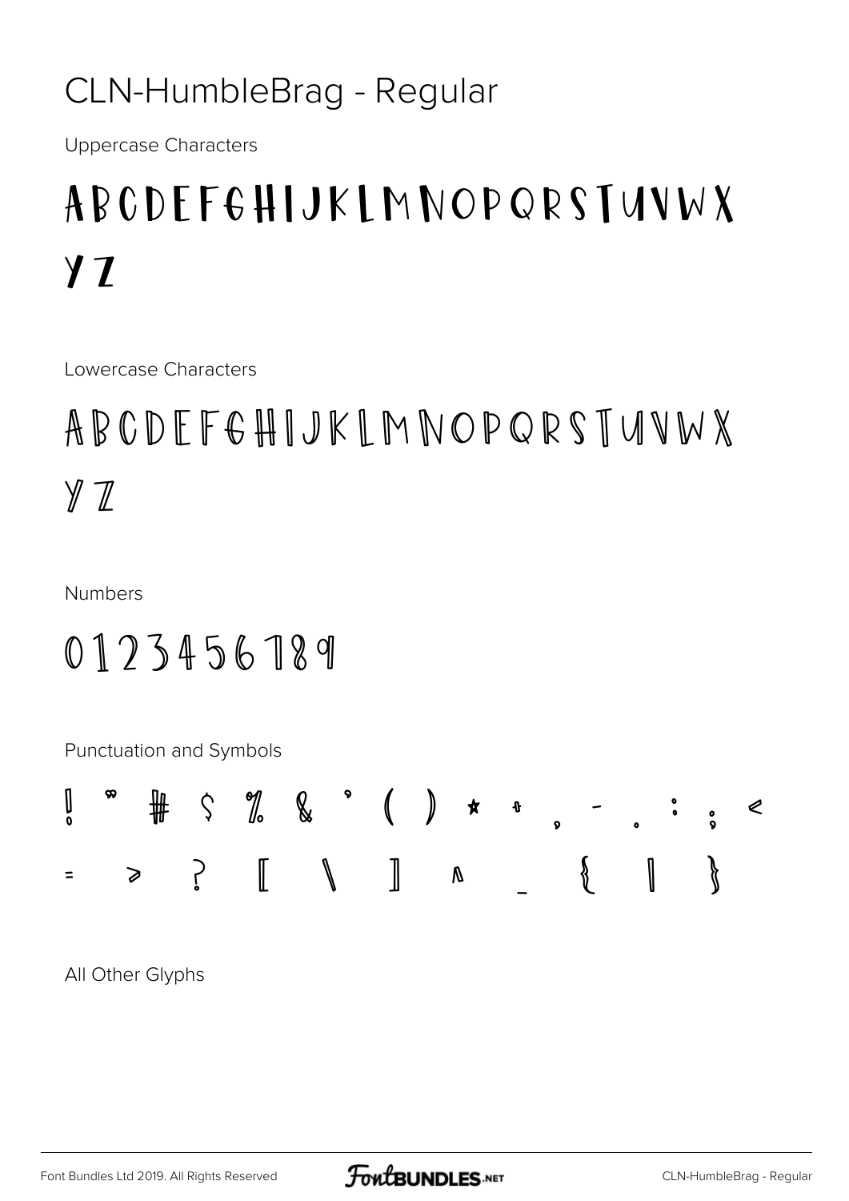# CLN-HumbleBrag - Regular

Uppercase Characters

ABCDEFGHIJKLMNOPQRSTUVWX YZ

Lowercase Characters

ABCDEFGHIJKLMNOPQRSTUVWX YZ

Numbers

0123456789

Punctuation and Symbols

! " # $ % & ' ( ) * + , - . : ; < = > ? [ \ ] ^ _ { | }

All Other Glyphs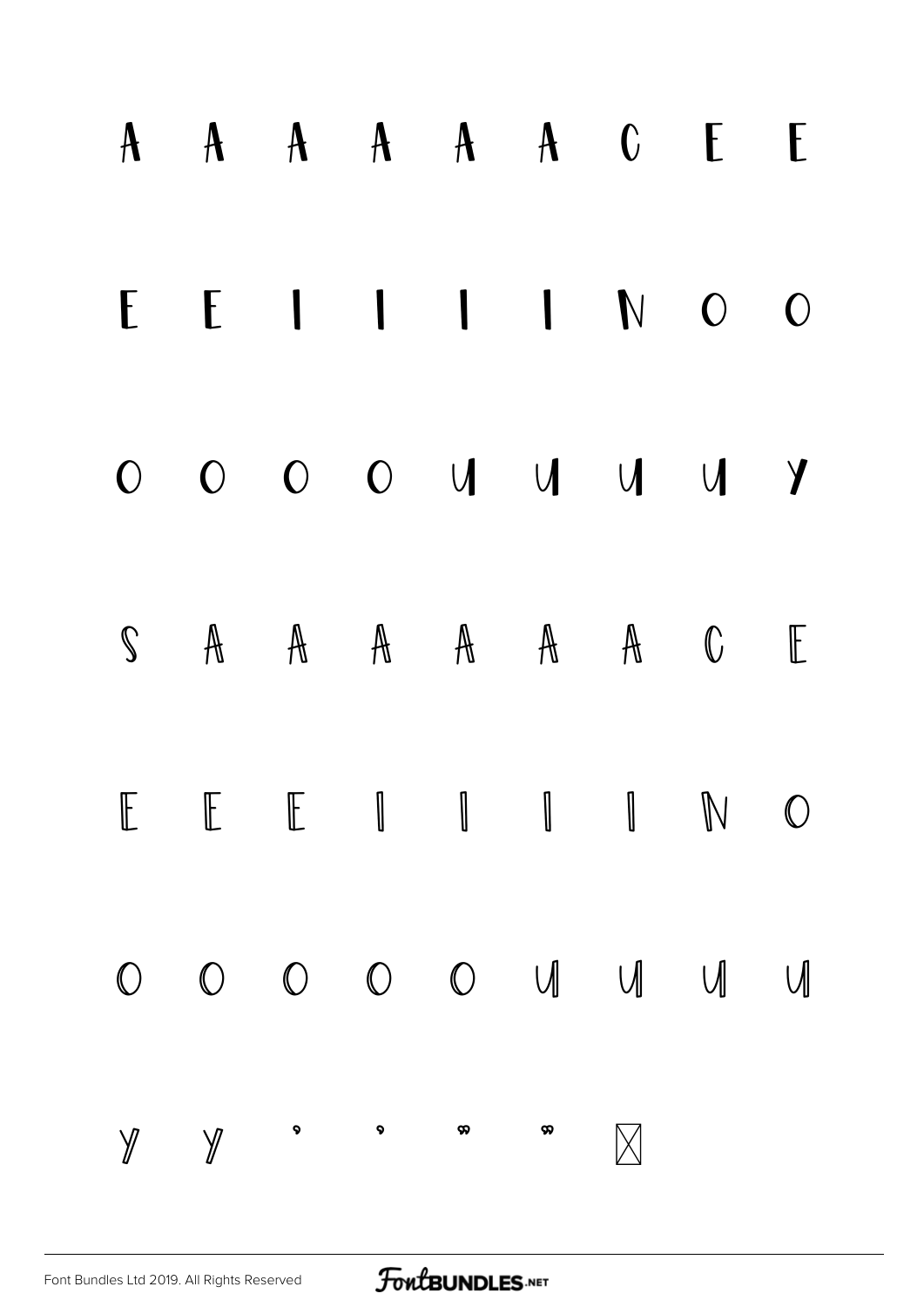A A A A A A C E E

E E I I I I N O O

O O O O U U U U Y

S A A A A A A C E

E E E I I I I N O

O O O O O U U U U

Y Y ' ' " " ☒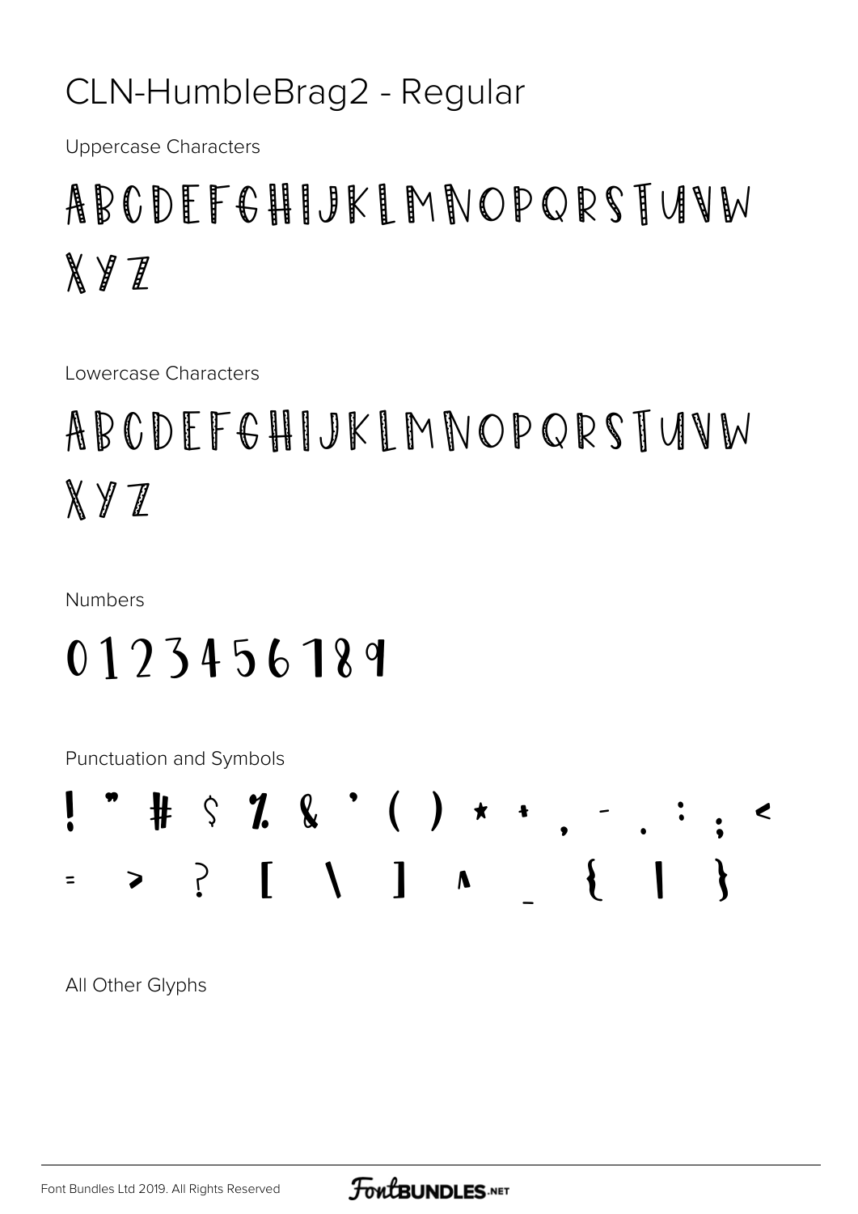# CLN-HumbleBrag2 - Regular

Uppercase Characters

ABCDEFGHIJKLMNOPQRSTUVW
XYZ

Lowercase Characters

ABCDEFGHIJKLMNOPQRSTUVW
XYZ

Numbers

0123456789

Punctuation and Symbols

! " # $ % & ' ( ) * + , - . : ; <
= > ? [ \ ] ^ _ { | }

All Other Glyphs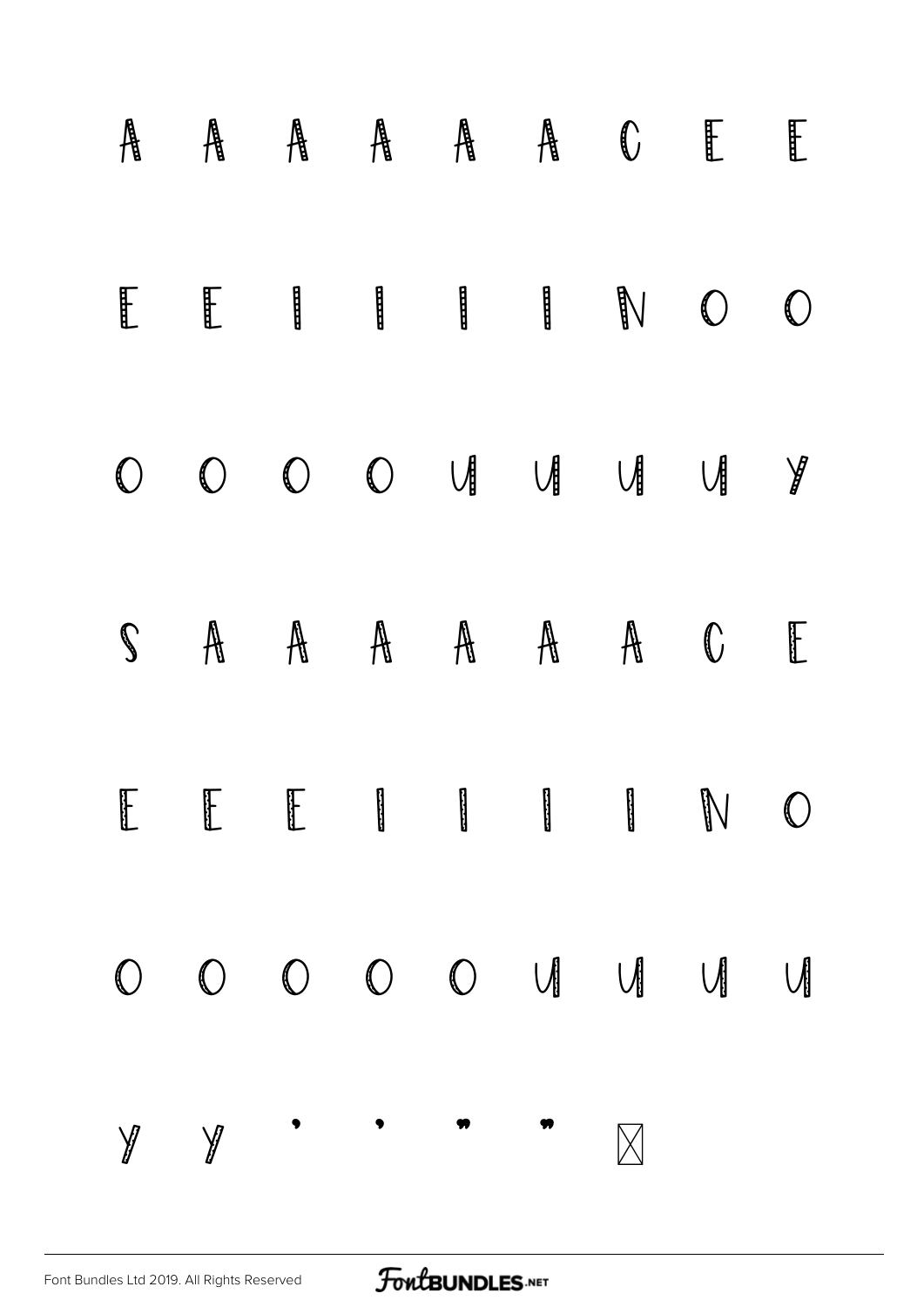A A A A A A C E E

E E I I I I N O O

O O O O U U U U Y

S A A A A A A C E

E E E I I I I N O

O O O O O U U U U

Y Y ’ ’ ” ” ☒